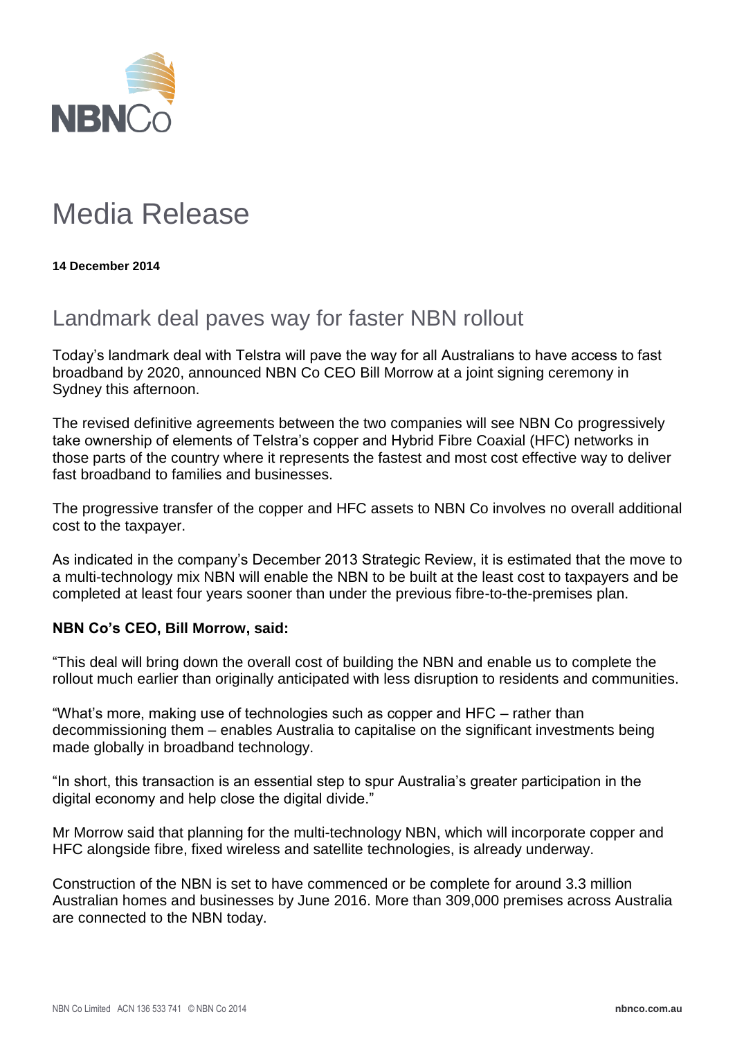NBNCo

# Media Release

**14 December 2014**

## Landmark deal paves way for faster NBN rollout

Today's landmark deal with Telstra will pave the way for all Australians to have access to fast broadband by 2020, announced NBN Co CEO Bill Morrow at a joint signing ceremony in Sydney this afternoon.

The revised definitive agreements between the two companies will see NBN Co progressively take ownership of elements of Telstra's copper and Hybrid Fibre Coaxial (HFC) networks in those parts of the country where it represents the fastest and most cost effective way to deliver fast broadband to families and businesses.

The progressive transfer of the copper and HFC assets to NBN Co involves no overall additional cost to the taxpayer.

As indicated in the company's December 2013 Strategic Review, it is estimated that the move to a multi-technology mix NBN will enable the NBN to be built at the least cost to taxpayers and be completed at least four years sooner than under the previous fibre-to-the-premises plan.

**NBN Co's CEO, Bill Morrow, said:**

"This deal will bring down the overall cost of building the NBN and enable us to complete the rollout much earlier than originally anticipated with less disruption to residents and communities.

"What's more, making use of technologies such as copper and HFC – rather than decommissioning them – enables Australia to capitalise on the significant investments being made globally in broadband technology.

"In short, this transaction is an essential step to spur Australia's greater participation in the digital economy and help close the digital divide."

Mr Morrow said that planning for the multi-technology NBN, which will incorporate copper and HFC alongside fibre, fixed wireless and satellite technologies, is already underway.

Construction of the NBN is set to have commenced or be complete for around 3.3 million Australian homes and businesses by June 2016. More than 309,000 premises across Australia are connected to the NBN today.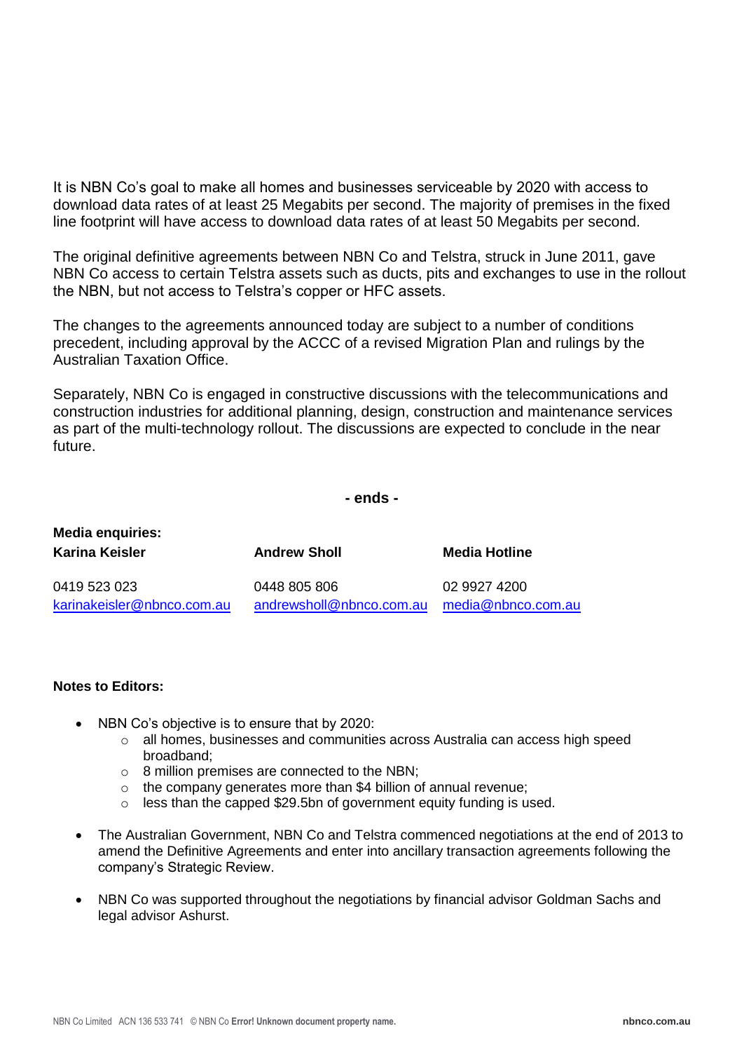It is NBN Co's goal to make all homes and businesses serviceable by 2020 with access to download data rates of at least 25 Megabits per second. The majority of premises in the fixed line footprint will have access to download data rates of at least 50 Megabits per second.

The original definitive agreements between NBN Co and Telstra, struck in June 2011, gave NBN Co access to certain Telstra assets such as ducts, pits and exchanges to use in the rollout the NBN, but not access to Telstra's copper or HFC assets.

The changes to the agreements announced today are subject to a number of conditions precedent, including approval by the ACCC of a revised Migration Plan and rulings by the Australian Taxation Office.

Separately, NBN Co is engaged in constructive discussions with the telecommunications and construction industries for additional planning, design, construction and maintenance services as part of the multi-technology rollout. The discussions are expected to conclude in the near future.

**- ends -**

**Media enquiries:**

| **Karina Keisler** | **Andrew Sholl** | **Media Hotline** |
| --- | --- | --- |
| 0419 523 023 | 0448 805 806 | 02 9927 4200 |
| karinakeisler@nbnco.com.au | andrewsholl@nbnco.com.au | media@nbnco.com.au |

**Notes to Editors:**

- NBN Co's objective is to ensure that by 2020:
  - all homes, businesses and communities across Australia can access high speed broadband;
  - 8 million premises are connected to the NBN;
  - the company generates more than $4 billion of annual revenue;
  - less than the capped $29.5bn of government equity funding is used.
- The Australian Government, NBN Co and Telstra commenced negotiations at the end of 2013 to amend the Definitive Agreements and enter into ancillary transaction agreements following the company's Strategic Review.
- NBN Co was supported throughout the negotiations by financial advisor Goldman Sachs and legal advisor Ashurst.